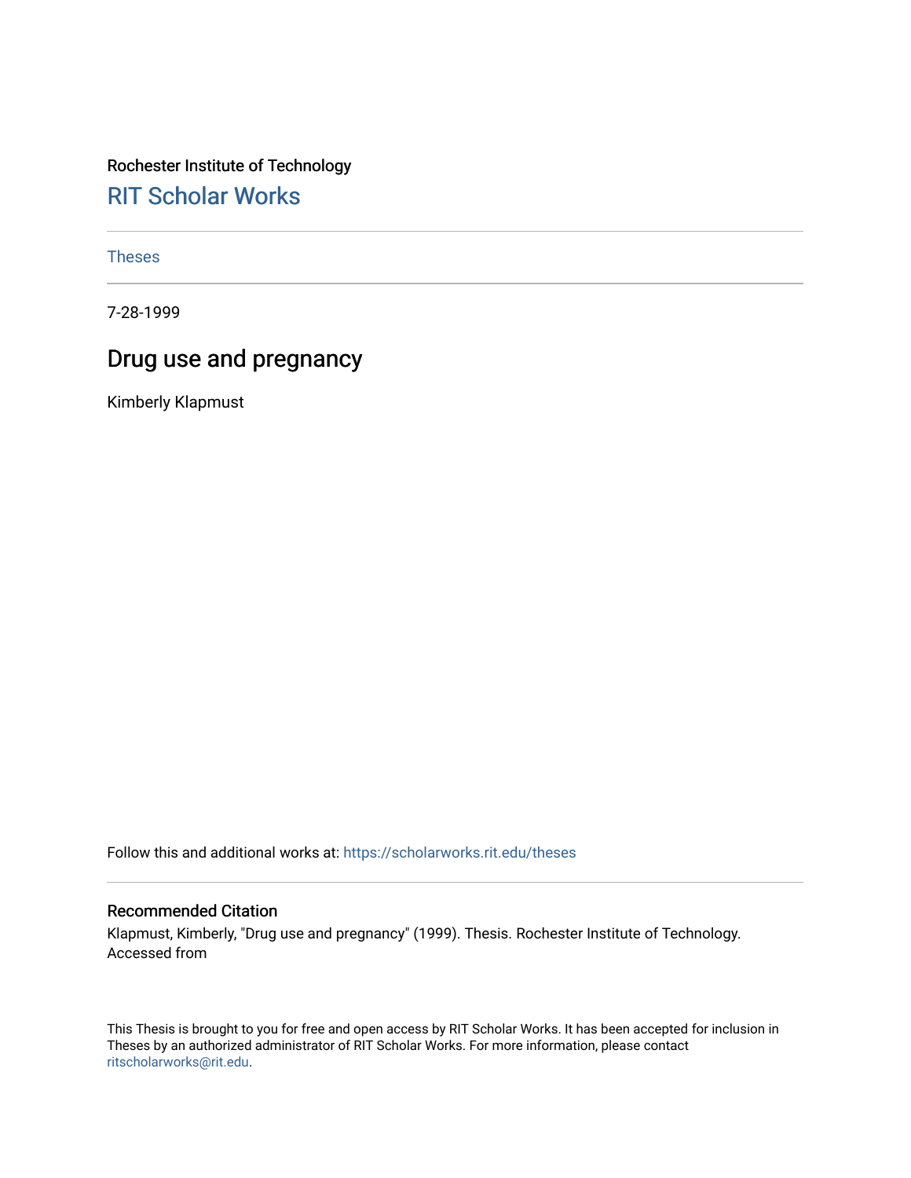Rochester Institute of Technology

## RIT Scholar Works

Theses

7-28-1999

# Drug use and pregnancy

Kimberly Klapmust

Follow this and additional works at: https://scholarworks.rit.edu/theses

### Recommended Citation

Klapmust, Kimberly, "Drug use and pregnancy" (1999). Thesis. Rochester Institute of Technology. Accessed from

This Thesis is brought to you for free and open access by RIT Scholar Works. It has been accepted for inclusion in Theses by an authorized administrator of RIT Scholar Works. For more information, please contact ritscholarworks@rit.edu.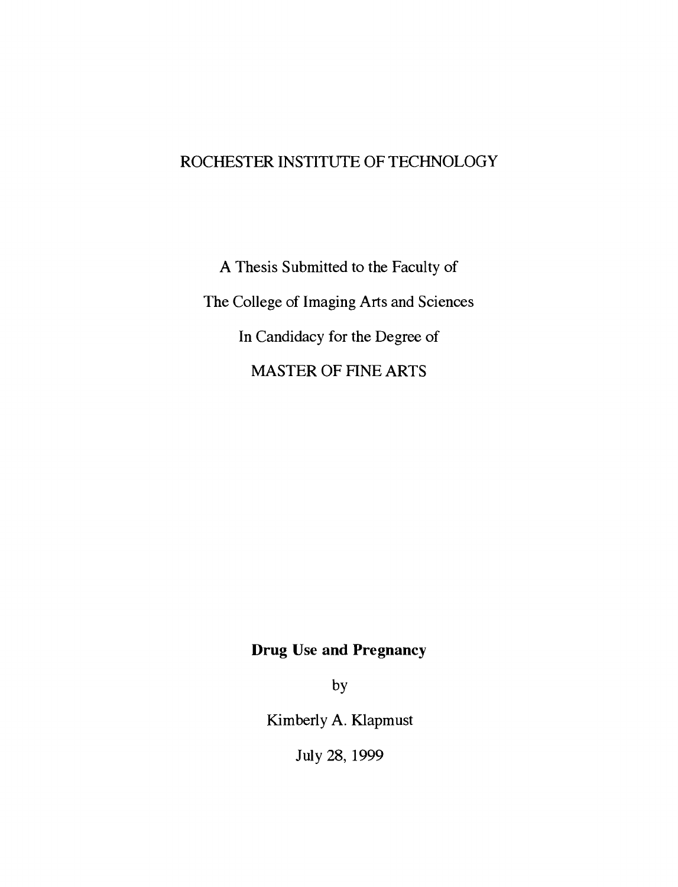ROCHESTER INSTITUTE OF TECHNOLOGY

A Thesis Submitted to the Faculty of

The College of Imaging Arts and Sciences

In Candidacy for the Degree of

MASTER OF FINE ARTS

**Drug Use and Pregnancy**

by

Kimberly A. Klapmust

July 28, 1999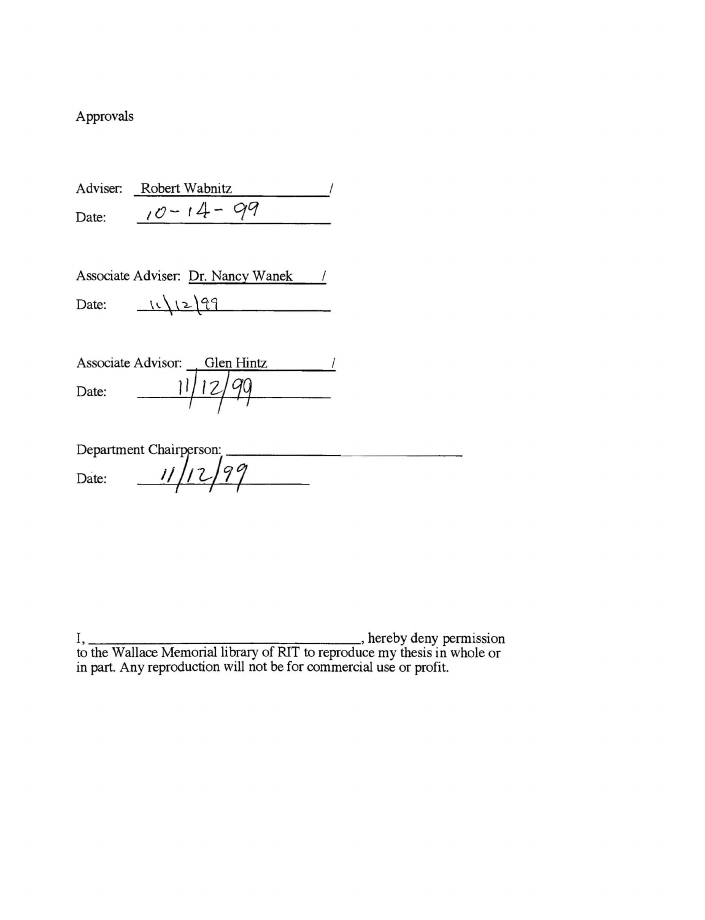Approvals

Adviser: Robert Wabnitz /

Date: 10-14-99

Associate Adviser: Dr. Nancy Wanek /

Date: 11/12/99

Associate Advisor: Glen Hintz /

Date: 11/12/99

Department Chairperson: ______________________

Date: 11/12/99

I, ______________________, hereby deny permission to the Wallace Memorial library of RIT to reproduce my thesis in whole or in part. Any reproduction will not be for commercial use or profit.